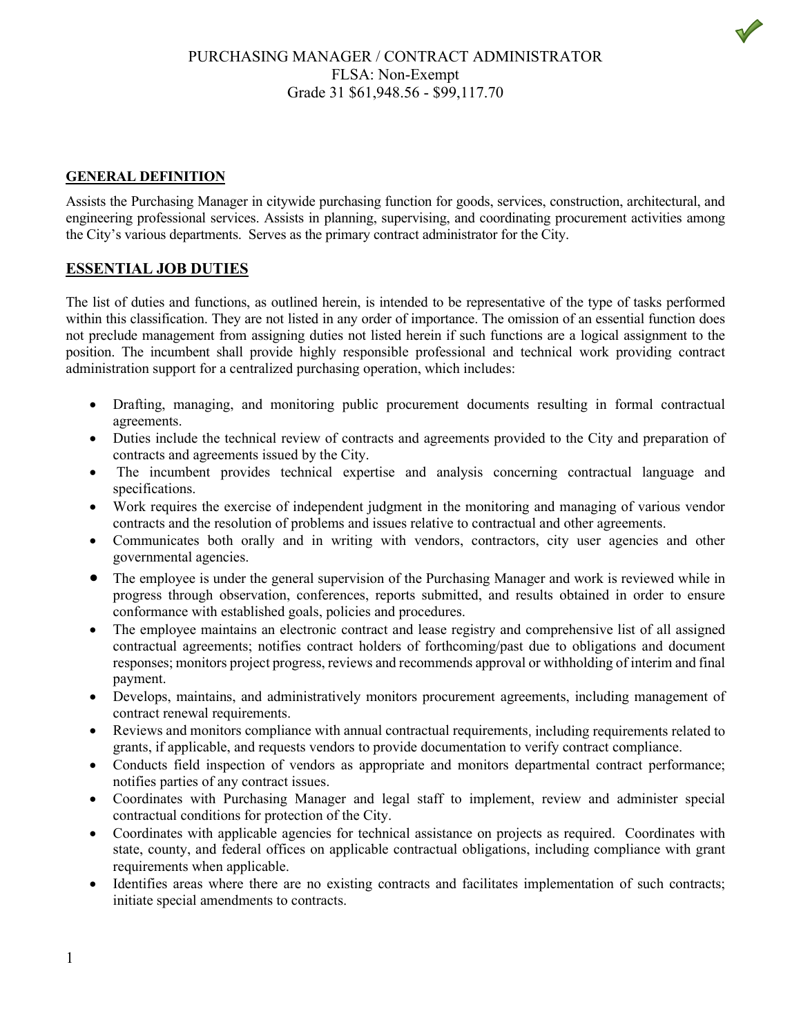PURCHASING MANAGER / CONTRACT ADMINISTRATOR
FLSA: Non-Exempt
Grade 31 $61,948.56 - $99,117.70

## GENERAL DEFINITION

Assists the Purchasing Manager in citywide purchasing function for goods, services, construction, architectural, and engineering professional services. Assists in planning, supervising, and coordinating procurement activities among the City's various departments. Serves as the primary contract administrator for the City.

## ESSENTIAL JOB DUTIES

The list of duties and functions, as outlined herein, is intended to be representative of the type of tasks performed within this classification. They are not listed in any order of importance. The omission of an essential function does not preclude management from assigning duties not listed herein if such functions are a logical assignment to the position. The incumbent shall provide highly responsible professional and technical work providing contract administration support for a centralized purchasing operation, which includes:

- Drafting, managing, and monitoring public procurement documents resulting in formal contractual agreements.
- Duties include the technical review of contracts and agreements provided to the City and preparation of contracts and agreements issued by the City.
- The incumbent provides technical expertise and analysis concerning contractual language and specifications.
- Work requires the exercise of independent judgment in the monitoring and managing of various vendor contracts and the resolution of problems and issues relative to contractual and other agreements.
- Communicates both orally and in writing with vendors, contractors, city user agencies and other governmental agencies.
- The employee is under the general supervision of the Purchasing Manager and work is reviewed while in progress through observation, conferences, reports submitted, and results obtained in order to ensure conformance with established goals, policies and procedures.
- The employee maintains an electronic contract and lease registry and comprehensive list of all assigned contractual agreements; notifies contract holders of forthcoming/past due to obligations and document responses; monitors project progress, reviews and recommends approval or withholding of interim and final payment.
- Develops, maintains, and administratively monitors procurement agreements, including management of contract renewal requirements.
- Reviews and monitors compliance with annual contractual requirements, including requirements related to grants, if applicable, and requests vendors to provide documentation to verify contract compliance.
- Conducts field inspection of vendors as appropriate and monitors departmental contract performance; notifies parties of any contract issues.
- Coordinates with Purchasing Manager and legal staff to implement, review and administer special contractual conditions for protection of the City.
- Coordinates with applicable agencies for technical assistance on projects as required. Coordinates with state, county, and federal offices on applicable contractual obligations, including compliance with grant requirements when applicable.
- Identifies areas where there are no existing contracts and facilitates implementation of such contracts; initiate special amendments to contracts.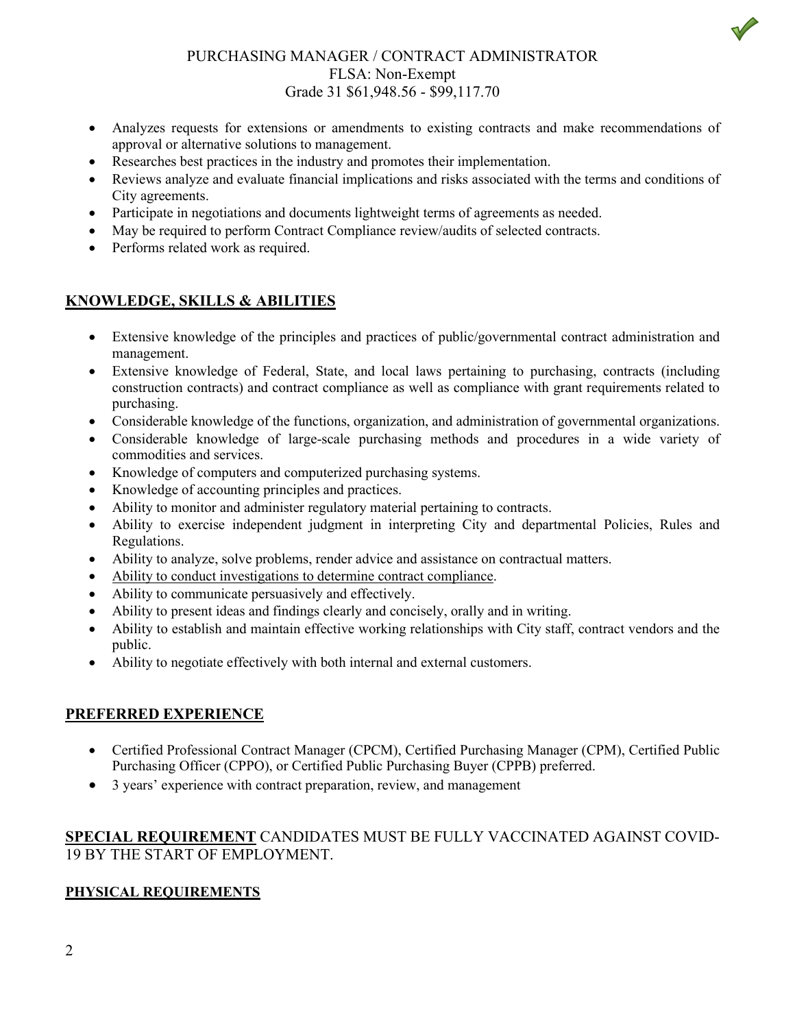PURCHASING MANAGER / CONTRACT ADMINISTRATOR
FLSA: Non-Exempt
Grade 31 $61,948.56 - $99,117.70

- Analyzes requests for extensions or amendments to existing contracts and make recommendations of approval or alternative solutions to management.
- Researches best practices in the industry and promotes their implementation.
- Reviews analyze and evaluate financial implications and risks associated with the terms and conditions of City agreements.
- Participate in negotiations and documents lightweight terms of agreements as needed.
- May be required to perform Contract Compliance review/audits of selected contracts.
- Performs related work as required.

## KNOWLEDGE, SKILLS & ABILITIES

- Extensive knowledge of the principles and practices of public/governmental contract administration and management.
- Extensive knowledge of Federal, State, and local laws pertaining to purchasing, contracts (including construction contracts) and contract compliance as well as compliance with grant requirements related to purchasing.
- Considerable knowledge of the functions, organization, and administration of governmental organizations.
- Considerable knowledge of large-scale purchasing methods and procedures in a wide variety of commodities and services.
- Knowledge of computers and computerized purchasing systems.
- Knowledge of accounting principles and practices.
- Ability to monitor and administer regulatory material pertaining to contracts.
- Ability to exercise independent judgment in interpreting City and departmental Policies, Rules and Regulations.
- Ability to analyze, solve problems, render advice and assistance on contractual matters.
- Ability to conduct investigations to determine contract compliance.
- Ability to communicate persuasively and effectively.
- Ability to present ideas and findings clearly and concisely, orally and in writing.
- Ability to establish and maintain effective working relationships with City staff, contract vendors and the public.
- Ability to negotiate effectively with both internal and external customers.

## PREFERRED EXPERIENCE

- Certified Professional Contract Manager (CPCM), Certified Purchasing Manager (CPM), Certified Public Purchasing Officer (CPPO), or Certified Public Purchasing Buyer (CPPB) preferred.
- 3 years' experience with contract preparation, review, and management

**SPECIAL REQUIREMENT** CANDIDATES MUST BE FULLY VACCINATED AGAINST COVID-19 BY THE START OF EMPLOYMENT.

## PHYSICAL REQUIREMENTS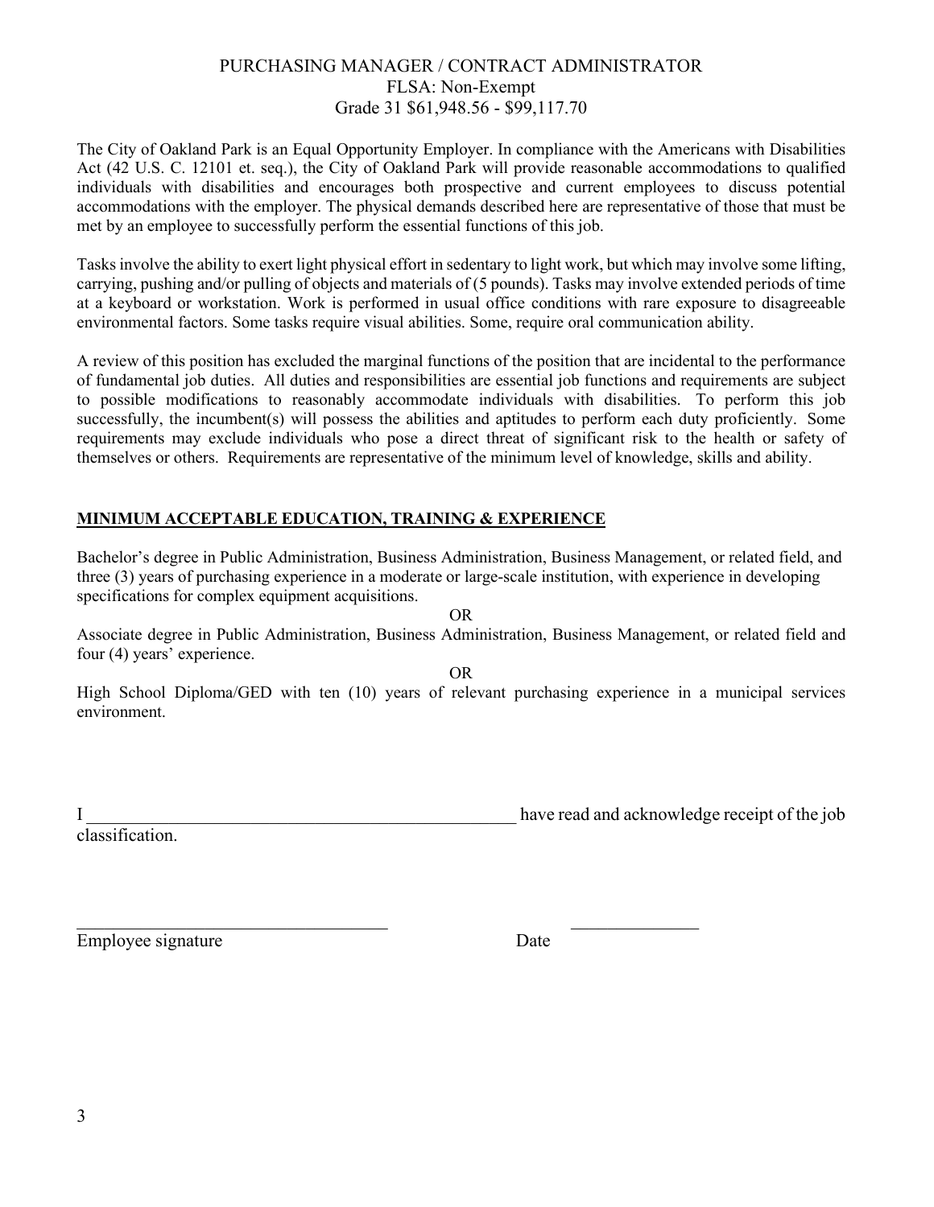PURCHASING MANAGER / CONTRACT ADMINISTRATOR
FLSA: Non-Exempt
Grade 31 $61,948.56 - $99,117.70

The City of Oakland Park is an Equal Opportunity Employer. In compliance with the Americans with Disabilities Act (42 U.S. C. 12101 et. seq.), the City of Oakland Park will provide reasonable accommodations to qualified individuals with disabilities and encourages both prospective and current employees to discuss potential accommodations with the employer. The physical demands described here are representative of those that must be met by an employee to successfully perform the essential functions of this job.

Tasks involve the ability to exert light physical effort in sedentary to light work, but which may involve some lifting, carrying, pushing and/or pulling of objects and materials of (5 pounds). Tasks may involve extended periods of time at a keyboard or workstation. Work is performed in usual office conditions with rare exposure to disagreeable environmental factors. Some tasks require visual abilities. Some, require oral communication ability.

A review of this position has excluded the marginal functions of the position that are incidental to the performance of fundamental job duties. All duties and responsibilities are essential job functions and requirements are subject to possible modifications to reasonably accommodate individuals with disabilities. To perform this job successfully, the incumbent(s) will possess the abilities and aptitudes to perform each duty proficiently. Some requirements may exclude individuals who pose a direct threat of significant risk to the health or safety of themselves or others. Requirements are representative of the minimum level of knowledge, skills and ability.

**MINIMUM ACCEPTABLE EDUCATION, TRAINING & EXPERIENCE**

Bachelor's degree in Public Administration, Business Administration, Business Management, or related field, and three (3) years of purchasing experience in a moderate or large-scale institution, with experience in developing specifications for complex equipment acquisitions.

OR

Associate degree in Public Administration, Business Administration, Business Management, or related field and four (4) years' experience.

OR

High School Diploma/GED with ten (10) years of relevant purchasing experience in a municipal services environment.

I \_\_\_\_\_\_\_\_\_\_\_\_\_\_\_\_\_\_\_\_\_\_\_\_\_\_\_\_\_\_\_\_\_\_\_\_\_\_\_\_\_\_\_\_\_\_\_\_ have read and acknowledge receipt of the job classification.

\_\_\_\_\_\_\_\_\_\_\_\_\_\_\_\_\_\_\_\_\_\_\_\_\_\_\_\_\_\_\_\_\_\_\_\_ \_\_\_\_\_\_\_\_\_\_\_\_\_\_

Employee signature Date